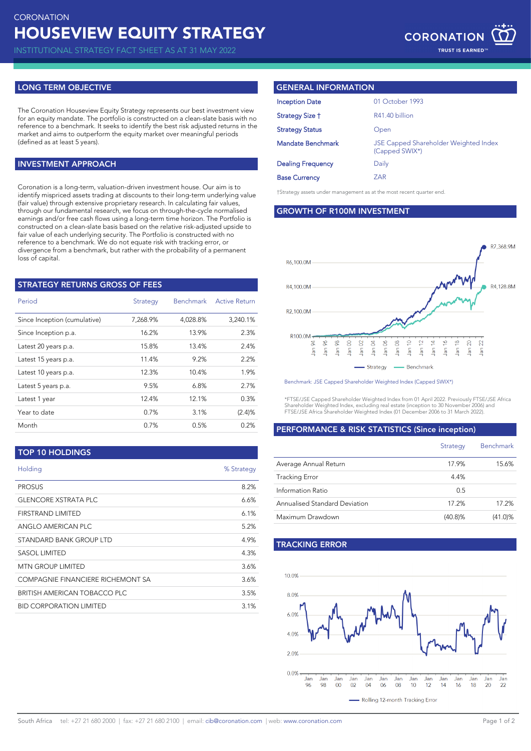CORONATION

# HOUSEVIEW EQUITY STRATEGY

INSTITUTIONAL STRATEGY FACT SHEET AS AT 31 MAY 2022

## LONG TERM OBJECTIVE

The Coronation Houseview Equity Strategy represents our best investment view for an equity mandate. The portfolio is constructed on a clean-slate basis with no reference to a benchmark. It seeks to identify the best risk adjusted returns in the market and aims to outperform the equity market over meaningful periods (defined as at least 5 years).

## INVESTMENT APPROACH

Coronation is a long-term, valuation-driven investment house. Our aim is to identify mispriced assets trading at discounts to their long-term underlying value (fair value) through extensive proprietary research. In calculating fair values, through our fundamental research, we focus on through-the-cycle normalised earnings and/or free cash flows using a long-term time horizon. The Portfolio is constructed on a clean-slate basis based on the relative risk-adjusted upside to fair value of each underlying security. The Portfolio is constructed with no reference to a benchmark. We do not equate risk with tracking error, or divergence from a benchmark, but rather with the probability of a permanent loss of capital.

## STRATEGY RETURNS GROSS OF FEES

| Period | Strategy | Benchmark | Active Return |
|---|---|---|---|
| Since Inception (cumulative) | 7,268.9% | 4,028.8% | 3,240.1% |
| Since Inception p.a. | 16.2% | 13.9% | 2.3% |
| Latest 20 years p.a. | 15.8% | 13.4% | 2.4% |
| Latest 15 years p.a. | 11.4% | 9.2% | 2.2% |
| Latest 10 years p.a. | 12.3% | 10.4% | 1.9% |
| Latest 5 years p.a. | 9.5% | 6.8% | 2.7% |
| Latest 1 year | 12.4% | 12.1% | 0.3% |
| Year to date | 0.7% | 3.1% | (2.4)% |
| Month | 0.7% | 0.5% | 0.2% |

## TOP 10 HOLDINGS

| Holding | % Strategy |
|---|---|
| PROSUS | 8.2% |
| GLENCORE XSTRATA PLC | 6.6% |
| FIRSTRAND LIMITED | 6.1% |
| ANGLO AMERICAN PLC | 5.2% |
| STANDARD BANK GROUP LTD | 4.9% |
| SASOL LIMITED | 4.3% |
| MTN GROUP LIMITED | 3.6% |
| COMPAGNIE FINANCIERE RICHEMONT SA | 3.6% |
| BRITISH AMERICAN TOBACCO PLC | 3.5% |
| BID CORPORATION LIMITED | 3.1% |

## GENERAL INFORMATION

| | |
|---|---|
| Inception Date | 01 October 1993 |
| Strategy Size † | R41.40 billion |
| Strategy Status | Open |
| Mandate Benchmark | JSE Capped Shareholder Weighted Index (Capped SWIX*) |
| Dealing Frequency | Daily |
| Base Currency | ZAR |

†Strategy assets under management as at the most recent quarter end.

## GROWTH OF R100M INVESTMENT

Strategy: R7,368.9M; Benchmark: R4,128.8M

Benchmark: JSE Capped Shareholder Weighted Index (Capped SWIX*)

*FTSE/JSE Capped Shareholder Weighted Index from 01 April 2022. Previously FTSE/JSE Africa Shareholder Weighted Index, excluding real estate (inception to 30 November 2006) and FTSE/JSE Africa Shareholder Weighted Index (01 December 2006 to 31 March 2022).

## PERFORMANCE & RISK STATISTICS (Since inception)

| | Strategy | Benchmark |
|---|---|---|
| Average Annual Return | 17.9% | 15.6% |
| Tracking Error | 4.4% | |
| Information Ratio | 0.5 | |
| Annualised Standard Deviation | 17.2% | 17.2% |
| Maximum Drawdown | (40.8)% | (41.0)% |

## TRACKING ERROR

Rolling 12-month Tracking Error

South Africa tel: +27 21 680 2000 | fax: +27 21 680 2100 | email: cib@coronation.com | web: www.coronation.com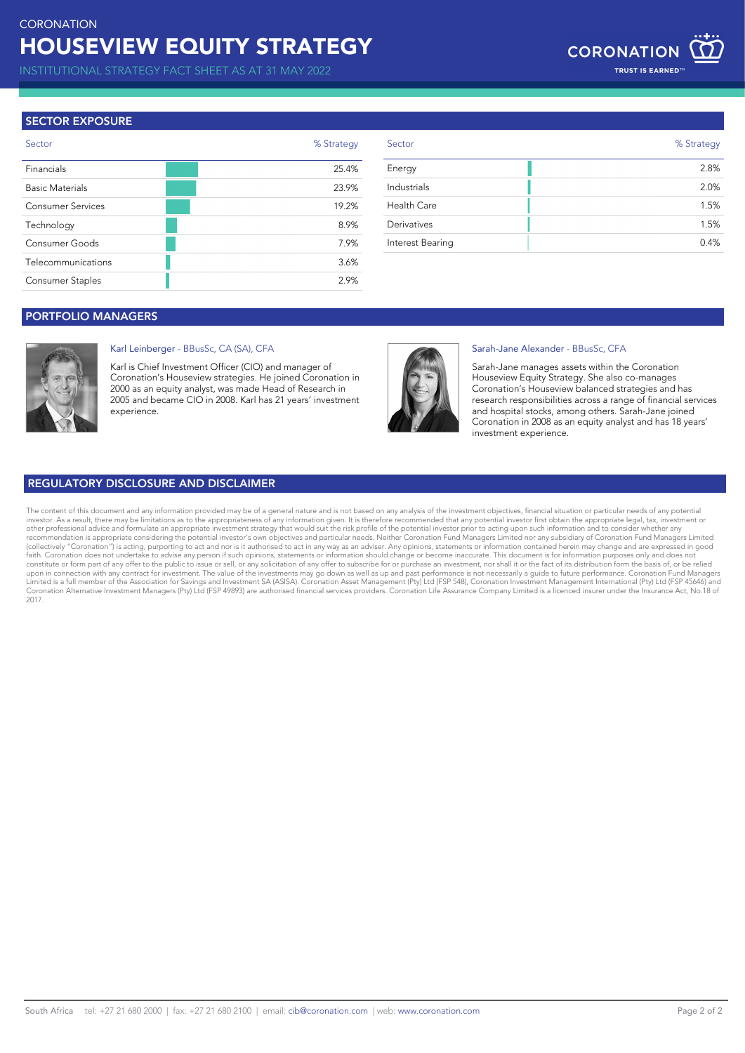CORONATION

# HOUSEVIEW EQUITY STRATEGY

INSTITUTIONAL STRATEGY FACT SHEET AS AT 31 MAY 2022

## SECTOR EXPOSURE

| Sector | % Strategy |
|---|---|
| Financials | 25.4% |
| Basic Materials | 23.9% |
| Consumer Services | 19.2% |
| Technology | 8.9% |
| Consumer Goods | 7.9% |
| Telecommunications | 3.6% |
| Consumer Staples | 2.9% |
| Energy | 2.8% |
| Industrials | 2.0% |
| Health Care | 1.5% |
| Derivatives | 1.5% |
| Interest Bearing | 0.4% |

## PORTFOLIO MANAGERS

**Karl Leinberger** - BBusSc, CA (SA), CFA

Karl is Chief Investment Officer (CIO) and manager of Coronation's Houseview Equity strategies. He joined Coronation in 2000 as an equity analyst, was made Head of Research in 2005 and became CIO in 2008. Karl has 21 years' investment experience.

**Sarah-Jane Alexander** - BBusSc, CFA

Sarah-Jane manages assets within the Coronation Houseview Equity Strategy. She also co-manages Coronation's Houseview balanced strategies and has research responsibilities across a range of financial services and hospital stocks, among others. Sarah-Jane joined Coronation in 2008 as an equity analyst and has 18 years' investment experience.

## REGULATORY DISCLOSURE AND DISCLAIMER

The content of this document and any information provided may be of a general nature and is not based on any analysis of the investment objectives, financial situation or particular needs of any potential investor. As a result, there may be limitations as to the appropriateness of any information given. It is therefore recommended that any potential investor first obtain the appropriate legal, tax, investment or other professional advice and formulate an appropriate investment strategy that would suit the risk profile of the potential investor prior to acting upon such information and to consider whether any recommendation is appropriate considering the potential investor's own objectives and particular needs. Neither Coronation Fund Managers Limited nor any subsidiary of Coronation Fund Managers Limited (collectively "Coronation") is acting, purporting to act and nor is it authorised to act in any way as an adviser. Any opinions, statements or information contained herein may change and are expressed in good faith. Coronation does not undertake to advise any person if such opinions, statements or information should change or become inaccurate. This document is for information purposes only and does not constitute or form part of any offer to the public to issue or sell, or any solicitation of any offer to subscribe for or purchase an investment, nor shall it or the fact of its distribution form the basis of, or be relied upon in connection with any contract for investment. The value of the investments may go down as well as up and past performance is not necessarily a guide to future performance. Coronation Fund Managers Limited is a full member of the Association for Savings and Investment SA (ASISA). Coronation Asset Management (Pty) Ltd (FSP 548), Coronation Investment Management International (Pty) Ltd (FSP 45646) and Coronation Alternative Investment Managers (Pty) Ltd (FSP 49893) are authorised financial services providers. Coronation Life Assurance Company Limited is a licenced insurer under the Insurance Act, No.18 of 2017.

South Africa tel: +27 21 680 2000 | fax: +27 21 680 2100 | email: cib@coronation.com | web: www.coronation.com